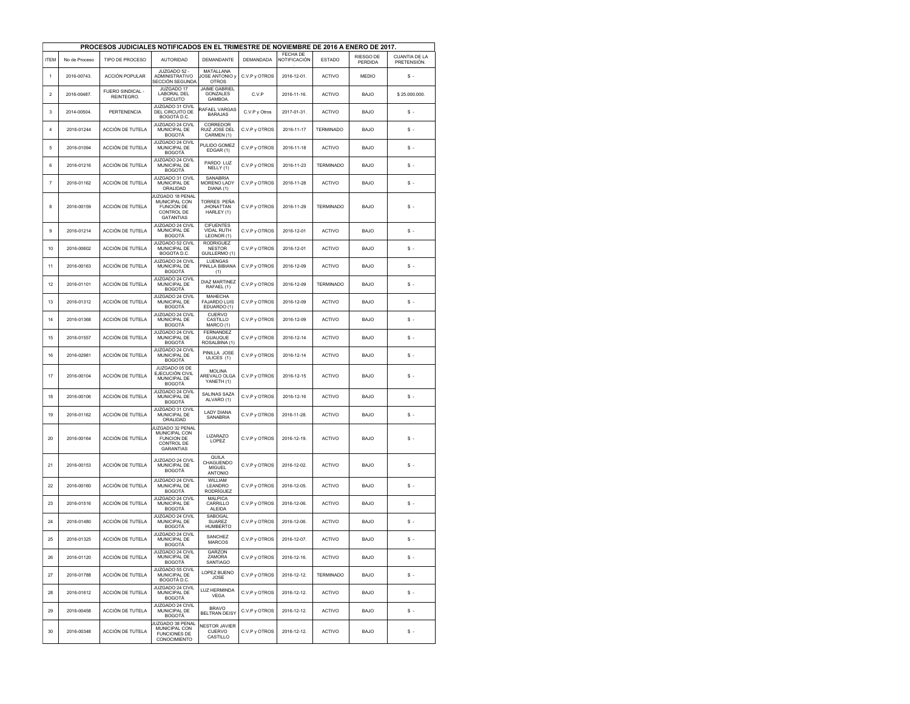**PROCESOS JUDICIALES NOTIFICADOS EN EL TRIMESTRE DE NOVIEMBRE DE 2016 A ENERO DE 2017.**

| ITEM | No de Proceso | TIPO DE PROCESO | AUTORIDAD | DEMANDANTE | DEMANDADA | FECHA DE NOTIFICACIÓN | ESTADO | RIESGO DE PERDIDA | CUANTIA DE LA PRETENSIÓN. |
|---|---|---|---|---|---|---|---|---|---|
| 1 | 2016-00743. | ACCIÓN POPULAR | JUZGADO 52 - ADMINISTRATIVO SECCIÓN SEGUNDA | MATALLANA JOSE ANTONIO y OTROS | C.V.P y OTROS | 2016-12-01. | ACTIVO | MEDIO | $ - |
| 2 | 2016-00487. | FUERO SINDICAL - REINTEGRO. | JUZGADO 17 LABORAL DEL CIRCUITO | JAIME GABRIEL GONZALES GAMBOA. | C.V.P | 2016-11-16. | ACTIVO | BAJO | $ 25.000.000. |
| 3 | 2014-00504. | PERTENENCIA | JUZGADO 31 CIVIL DEL CIRCUITO DE BOGOTÁ D.C. | RAFAEL VARGAS BARAJAS | C.V.P y Otros | 2017-01-31. | ACTIVO | BAJO | $ - |
| 4 | 2016-01244 | ACCIÓN DE TUTELA | JUZGADO 24 CIVIL MUNICIPAL DE BOGOTÁ | CORREDOR RUIZ JOSE DEL CARMEN (1) | C.V.P y OTROS | 2016-11-17 | TERMINADO | BAJO | $ - |
| 5 | 2016-01094 | ACCIÓN DE TUTELA | JUZGADO 24 CIVIL MUNICIPAL DE BOGOTÁ | PULIDO GOMEZ EDGAR (1) | C.V.P y OTROS | 2016-11-18 | ACTIVO | BAJO | $ - |
| 6 | 2016-01216 | ACCIÓN DE TUTELA | JUZGADO 24 CIVIL MUNICIPAL DE BOGOTÁ | PARDO LUZ NELLY (1) | C.V.P y OTROS | 2016-11-23 | TERMINADO | BAJO | $ - |
| 7 | 2016-01162 | ACCIÓN DE TUTELA | JUZGADO 31 CIVIL MUNICIPAL DE ORALIDAD | SANABRIA MORENO LADY DIANA (1) | C.V.P y OTROS | 2016-11-28 | ACTIVO | BAJO | $ - |
| 8 | 2016-00159 | ACCIÓN DE TUTELA | JUZGADO 18 PENAL MUNICIPAL CON FUNCIÓN DE CONTROL DE GATANTIAS | TORRES PEÑA JHONATTAN HARLEY (1) | C.V.P y OTROS | 2016-11-29 | TERMINADO | BAJO | $ - |
| 9 | 2016-01214 | ACCIÓN DE TUTELA | JUZGADO 24 CIVIL MUNICIPAL DE BOGOTÁ | CIFUENTES VIDAL RUTH LEONOR (1) | C.V.P y OTROS | 2016-12-01 | ACTIVO | BAJO | $ - |
| 10 | 2016-00602 | ACCIÓN DE TUTELA | JUZGADO 52 CIVIL MUNICIPAL DE BOGOTA D.C. | RODRIGUEZ NESTOR GUILLERMO (1) | C.V.P y OTROS | 2016-12-01 | ACTIVO | BAJO | $ - |
| 11 | 2016-00163 | ACCIÓN DE TUTELA | JUZGADO 24 CIVIL MUNICIPAL DE BOGOTÁ | LUENGAS PINILLA BIBIANA (1) | C.V.P y OTROS | 2016-12-09 | ACTIVO | BAJO | $ - |
| 12 | 2016-01101 | ACCIÓN DE TUTELA | JUZGADO 24 CIVIL MUNICIPAL DE BOGOTÁ | DIAZ MARTINEZ RAFAEL (1) | C.V.P y OTROS | 2016-12-09 | TERMINADO | BAJO | $ - |
| 13 | 2016-01312 | ACCIÓN DE TUTELA | JUZGADO 24 CIVIL MUNICIPAL DE BOGOTÁ | MAHECHA FAJARDO LUIS EDUARDO (1) | C.V.P y OTROS | 2016-12-09 | ACTIVO | BAJO | $ - |
| 14 | 2016-01368 | ACCIÓN DE TUTELA | JUZGADO 24 CIVIL MUNICIPAL DE BOGOTÁ | CUERVO CASTILLO MARCO (1) | C.V.P y OTROS | 2016-12-09 | ACTIVO | BAJO | $ - |
| 15 | 2016-01557 | ACCIÓN DE TUTELA | JUZGADO 24 CIVIL MUNICIPAL DE BOGOTÁ | FERNANDEZ GUAUQUE ROSALBINA (1) | C.V.P y OTROS | 2016-12-14 | ACTIVO | BAJO | $ - |
| 16 | 2016-02981 | ACCIÓN DE TUTELA | JUZGADO 24 CIVIL MUNICIPAL DE BOGOTÁ | PINILLA JOSE ULICES (1) | C.V.P y OTROS | 2016-12-14 | ACTIVO | BAJO | $ - |
| 17 | 2016-00104 | ACCIÓN DE TUTELA | JUZGADO 05 DE EJECUCIÓN CIVIL MUNICIPAL DE BOGOTÁ | MOLINA AREVALO OLGA YANETH (1) | C.V.P y OTROS | 2016-12-15 | ACTIVO | BAJO | $ - |
| 18 | 2016-00106 | ACCIÓN DE TUTELA | JUZGADO 24 CIVIL MUNICIPAL DE BOGOTÁ | SALINAS SAZA ALVARO (1) | C.V.P y OTROS | 2016-12-16 | ACTIVO | BAJO | $ - |
| 19 | 2016-01162 | ACCIÓN DE TUTELA | JUZGADO 31 CIVIL MUNICIPAL DE ORALIDAD | LADY DIANA SANABRIA | C.V.P y OTROS | 2016-11-28. | ACTIVO | BAJO | $ - |
| 20 | 2016-00164 | ACCIÓN DE TUTELA | JUZGADO 32 PENAL MUNICIPAL CON FUNCION DE CONTROL DE GARANTIAS | LIZARAZO LOPEZ | C.V.P y OTROS | 2016-12-19. | ACTIVO | BAJO | $ - |
| 21 | 2016-00153 | ACCIÓN DE TUTELA | JUZGADO 24 CIVIL MUNICIPAL DE BOGOTÁ | QUILA CHAGUENDO MIGUEL ANTONIO | C.V.P y OTROS | 2016-12-02. | ACTIVO | BAJO | $ - |
| 22 | 2016-00160 | ACCIÓN DE TUTELA | JUZGADO 24 CIVIL MUNICIPAL DE BOGOTÁ | WILLIAM LEANDRO RODRÍGUEZ | C.V.P y OTROS | 2016-12-05. | ACTIVO | BAJO | $ - |
| 23 | 2016-01516 | ACCIÓN DE TUTELA | JUZGADO 24 CIVIL MUNICIPAL DE BOGOTÁ | MALPICA CARRILLO ALEIDA | C.V.P y OTROS | 2016-12-06. | ACTIVO | BAJO | $ - |
| 24 | 2016-01480 | ACCIÓN DE TUTELA | JUZGADO 24 CIVIL MUNICIPAL DE BOGOTÁ | SABOGAL SUAREZ HUMBERTO | C.V.P y OTROS | 2016-12-06. | ACTIVO | BAJO | $ - |
| 25 | 2016-01325 | ACCIÓN DE TUTELA | JUZGADO 24 CIVIL MUNICIPAL DE BOGOTÁ | SANCHEZ MARCOS | C.V.P y OTROS | 2016-12-07. | ACTIVO | BAJO | $ - |
| 26 | 2016-01120 | ACCIÓN DE TUTELA | JUZGADO 24 CIVIL MUNICIPAL DE BOGOTÁ | GARZON ZAMORA SANTIAGO | C.V.P y OTROS | 2016-12-16. | ACTIVO | BAJO | $ - |
| 27 | 2016-01788 | ACCIÓN DE TUTELA | JUZGADO 55 CIVIL MUNICIPAL DE BOGOTÁ D.C. | LOPEZ BUENO JOSE | C.V.P y OTROS | 2016-12-12. | TERMINADO | BAJO | $ - |
| 28 | 2016-01612 | ACCIÓN DE TUTELA | JUZGADO 24 CIVIL MUNICIPAL DE BOGOTÁ | LUZ HERMINDA VEGA | C.V.P y OTROS | 2016-12-12. | ACTIVO | BAJO | $ - |
| 29 | 2016-00458 | ACCIÓN DE TUTELA | JUZGADO 24 CIVIL MUNICIPAL DE BOGOTÁ | BRAVO BELTRAN DEISY | C.V.P y OTROS | 2016-12-12. | ACTIVO | BAJO | $ - |
| 30 | 2016-00348 | ACCIÓN DE TUTELA | JUZGADO 38 PENAL MUNICIPAL CON FUNCIONES DE CONOCIMIENTO | NESTOR JAVIER CUERVO CASTILLO | C.V.P y OTROS | 2016-12-12. | ACTIVO | BAJO | $ - |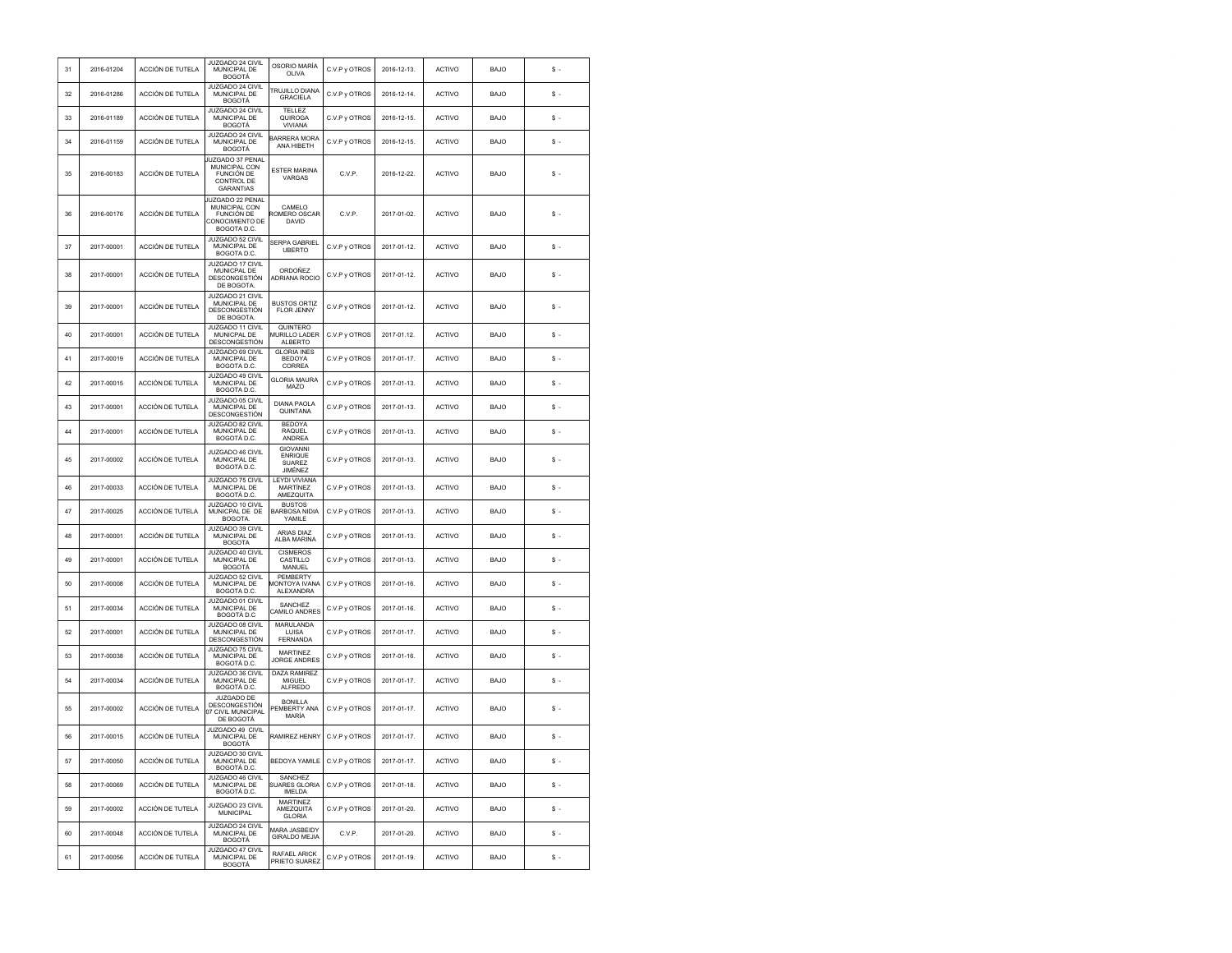| 31 | 2016-01204 | ACCIÓN DE TUTELA | JUZGADO 24 CIVIL MUNICIPAL DE BOGOTÁ | OSORIO MARÍA OLIVA | C.V.P y OTROS | 2016-12-13. | ACTIVO | BAJO | $ - |
|---|---|---|---|---|---|---|---|---|---|
| 32 | 2016-01286 | ACCIÓN DE TUTELA | JUZGADO 24 CIVIL MUNICIPAL DE BOGOTÁ | TRUJILLO DIANA GRACIELA | C.V.P y OTROS | 2016-12-14. | ACTIVO | BAJO | $ - |
| 33 | 2016-01189 | ACCIÓN DE TUTELA | JUZGADO 24 CIVIL MUNICIPAL DE BOGOTÁ | TELLEZ QUIROGA VIVIANA | C.V.P y OTROS | 2016-12-15. | ACTIVO | BAJO | $ - |
| 34 | 2016-01159 | ACCIÓN DE TUTELA | JUZGADO 24 CIVIL MUNICIPAL DE BOGOTÁ | BARRERA MORA ANA HIBETH | C.V.P y OTROS | 2016-12-15. | ACTIVO | BAJO | $ - |
| 35 | 2016-00183 | ACCIÓN DE TUTELA | JUZGADO 37 PENAL MUNICIPAL CON FUNCIÓN DE CONTROL DE GARANTIAS | ESTER MARINA VARGAS | C.V.P. | 2016-12-22. | ACTIVO | BAJO | $ - |
| 36 | 2016-00176 | ACCIÓN DE TUTELA | JUZGADO 22 PENAL MUNICIPAL CON FUNCIÓN DE CONOCIMIENTO DE BOGOTA D.C. | CAMELO ROMERO OSCAR DAVID | C.V.P. | 2017-01-02. | ACTIVO | BAJO | $ - |
| 37 | 2017-00001 | ACCIÓN DE TUTELA | JUZGADO 52 CIVIL MUNICIPAL DE BOGOTA D.C. | SERPA GABRIEL UBERTO | C.V.P y OTROS | 2017-01-12. | ACTIVO | BAJO | $ - |
| 38 | 2017-00001 | ACCIÓN DE TUTELA | JUZGADO 17 CIVIL MUNICPAL DE DESCONGESTIÓN DE BOGOTA. | ORDOÑEZ ADRIANA ROCIO | C.V.P y OTROS | 2017-01-12. | ACTIVO | BAJO | $ - |
| 39 | 2017-00001 | ACCIÓN DE TUTELA | JUZGADO 21 CIVIL MUNICIPAL DE DESCONGESTIÓN DE BOGOTA. | BUSTOS ORTIZ FLOR JENNY | C.V.P y OTROS | 2017-01-12. | ACTIVO | BAJO | $ - |
| 40 | 2017-00001 | ACCIÓN DE TUTELA | JUZGADO 11 CIVIL MUNICPAL DE DESCONGESTIÓN | QUINTERO MURILLO LADER ALBERTO | C.V.P y OTROS | 2017-01.12. | ACTIVO | BAJO | $ - |
| 41 | 2017-00019 | ACCIÓN DE TUTELA | JUZGADO 69 CIVIL MUNICIPAL DE BOGOTA D.C. | GLORIA INES BEDOYA CORREA | C.V.P y OTROS | 2017-01-17. | ACTIVO | BAJO | $ - |
| 42 | 2017-00015 | ACCIÓN DE TUTELA | JUZGADO 49 CIVIL MUNICIPAL DE BOGOTA D.C. | GLORIA MAURA MAZO | C.V.P y OTROS | 2017-01-13. | ACTIVO | BAJO | $ - |
| 43 | 2017-00001 | ACCIÓN DE TUTELA | JUZGADO 05 CIVIL MUNICIPAL DE DESCONGESTIÓN | DIANA PAOLA QUINTANA | C.V.P y OTROS | 2017-01-13. | ACTIVO | BAJO | $ - |
| 44 | 2017-00001 | ACCIÓN DE TUTELA | JUZGADO 82 CIVIL MUNICIPAL DE BOGOTÁ D.C. | BEDOYA RAQUEL ANDREA | C.V.P y OTROS | 2017-01-13. | ACTIVO | BAJO | $ - |
| 45 | 2017-00002 | ACCIÓN DE TUTELA | JUZGADO 46 CIVIL MUNICIPAL DE BOGOTÁ D.C. | GIOVANNI ENRIQUE SUAREZ JIMÉNEZ | C.V.P y OTROS | 2017-01-13. | ACTIVO | BAJO | $ - |
| 46 | 2017-00033 | ACCIÓN DE TUTELA | JUZGADO 75 CIVIL MUNICIPAL DE BOGOTÁ D.C. | LEYDI VIVIANA MARTÍNEZ AMEZQUITA | C.V.P y OTROS | 2017-01-13. | ACTIVO | BAJO | $ - |
| 47 | 2017-00025 | ACCIÓN DE TUTELA | JUZGADO 10 CIVIL MUNICPAL DE DE BOGOTA. | BUSTOS BARBOSA NIDIA YAMILE | C.V.P y OTROS | 2017-01-13. | ACTIVO | BAJO | $ - |
| 48 | 2017-00001 | ACCIÓN DE TUTELA | JUZGADO 39 CIVIL MUNICIPAL DE BOGOTA | ARIAS DIAZ ALBA MARINA | C.V.P y OTROS | 2017-01-13. | ACTIVO | BAJO | $ - |
| 49 | 2017-00001 | ACCIÓN DE TUTELA | JUZGADO 40 CIVIL MUNICIPAL DE BOGOTÁ | CISMEROS CASTILLO MANUEL | C.V.P y OTROS | 2017-01-13. | ACTIVO | BAJO | $ - |
| 50 | 2017-00008 | ACCIÓN DE TUTELA | JUZGADO 52 CIVIL MUNICIPAL DE BOGOTA D.C. | PEMBERTY MONTOYA IVANA ALEXANDRA | C.V.P y OTROS | 2017-01-16. | ACTIVO | BAJO | $ - |
| 51 | 2017-00034 | ACCIÓN DE TUTELA | JUZGADO 01 CIVIL MUNICIPAL DE BOGOTÁ D.C | SANCHEZ CAMILO ANDRES | C.V.P y OTROS | 2017-01-16. | ACTIVO | BAJO | $ - |
| 52 | 2017-00001 | ACCIÓN DE TUTELA | JUZGADO 08 CIVIL MUNICIPAL DE DESCONGESTIÓN | MARULANDA LUISA FERNANDA | C.V.P y OTROS | 2017-01-17. | ACTIVO | BAJO | $ - |
| 53 | 2017-00038 | ACCIÓN DE TUTELA | JUZGADO 75 CIVIL MUNICIPAL DE BOGOTÁ D.C. | MARTINEZ JORGE ANDRES | C.V.P y OTROS | 2017-01-16. | ACTIVO | BAJO | $ - |
| 54 | 2017-00034 | ACCIÓN DE TUTELA | JUZGADO 36 CIVIL MUNICIPAL DE BOGOTÁ D.C. | DAZA RAMIREZ MIGUEL ALFREDO | C.V.P y OTROS | 2017-01-17. | ACTIVO | BAJO | $ - |
| 55 | 2017-00002 | ACCIÓN DE TUTELA | JUZGADO DE DESCONGESTIÓN 07 CIVIL MUNICIPAL DE BOGOTÁ | BONILLA PEMBERTY ANA MARÍA | C.V.P y OTROS | 2017-01-17. | ACTIVO | BAJO | $ - |
| 56 | 2017-00015 | ACCIÓN DE TUTELA | JUZGADO 49 CIVIL MUNICIPAL DE BOGOTÁ | RAMIREZ HENRY | C.V.P y OTROS | 2017-01-17. | ACTIVO | BAJO | $ - |
| 57 | 2017-00050 | ACCIÓN DE TUTELA | JUZGADO 30 CIVIL MUNICIPAL DE BOGOTÁ D.C. | BEDOYA YAMILE | C.V.P y OTROS | 2017-01-17. | ACTIVO | BAJO | $ - |
| 58 | 2017-00069 | ACCIÓN DE TUTELA | JUZGADO 46 CIVIL MUNICIPAL DE BOGOTÁ D.C. | SANCHEZ SUARES GLORIA IMELDA | C.V.P y OTROS | 2017-01-18. | ACTIVO | BAJO | $ - |
| 59 | 2017-00002 | ACCIÓN DE TUTELA | JUZGADO 23 CIVIL MUNICIPAL | MARTINEZ AMEZQUITA GLORIA | C.V.P y OTROS | 2017-01-20. | ACTIVO | BAJO | $ - |
| 60 | 2017-00048 | ACCIÓN DE TUTELA | JUZGADO 24 CIVIL MUNICIPAL DE BOGOTÁ | MARA JASBEIDY GIRALDO MEJIA | C.V.P. | 2017-01-20. | ACTIVO | BAJO | $ - |
| 61 | 2017-00056 | ACCIÓN DE TUTELA | JUZGADO 47 CIVIL MUNICIPAL DE BOGOTÁ | RAFAEL ARICK PRIETO SUAREZ | C.V.P y OTROS | 2017-01-19. | ACTIVO | BAJO | $ - |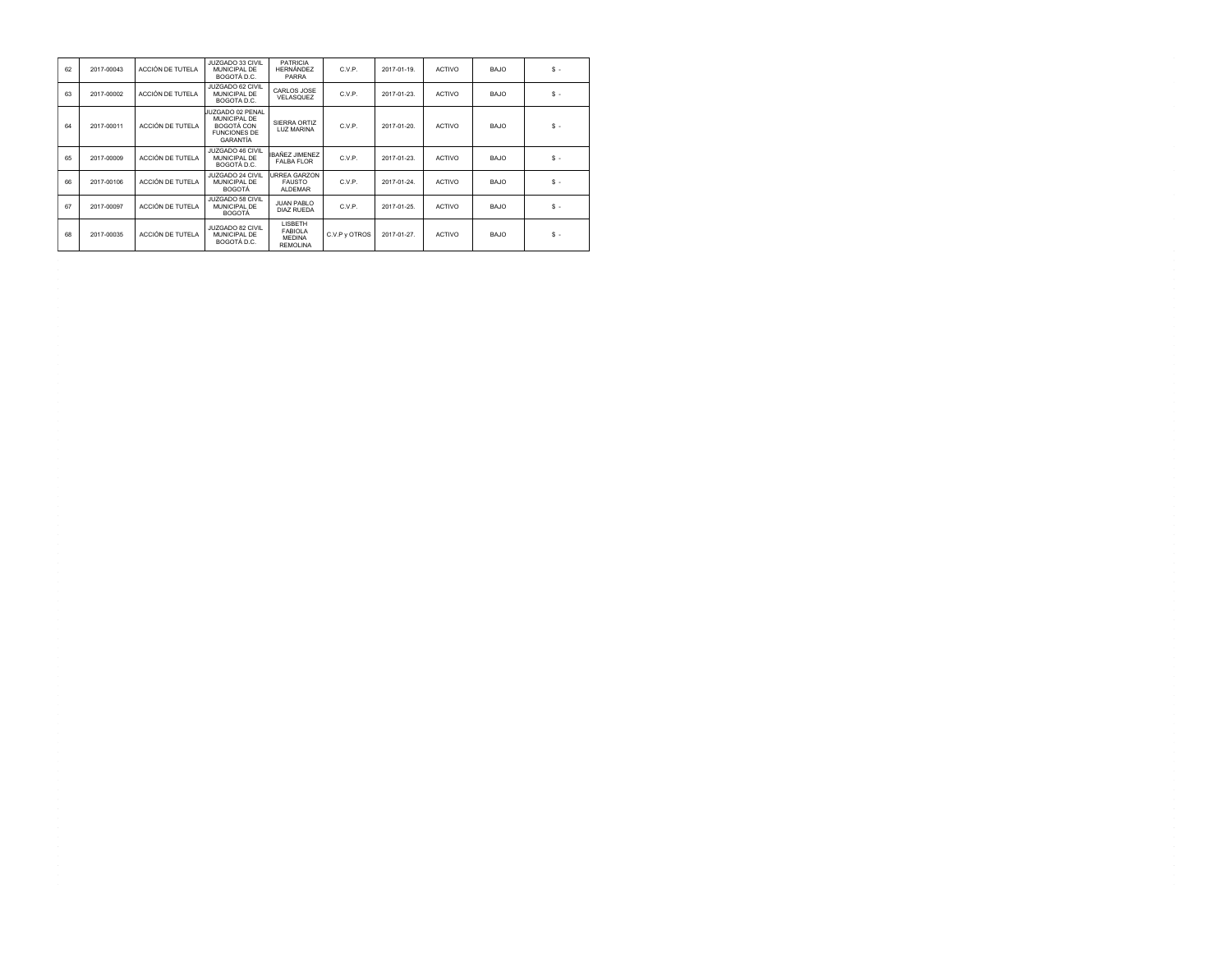| 62 | 2017-00043 | ACCIÓN DE TUTELA | JUZGADO 33 CIVIL MUNICIPAL DE BOGOTÁ D.C. | PATRICIA HERNÁNDEZ PARRA | C.V.P. | 2017-01-19. | ACTIVO | BAJO | $ - |
|---|---|---|---|---|---|---|---|---|---|
| 63 | 2017-00002 | ACCIÓN DE TUTELA | JUZGADO 62 CIVIL MUNICIPAL DE BOGOTA D.C. | CARLOS JOSE VELASQUEZ | C.V.P. | 2017-01-23. | ACTIVO | BAJO | $ - |
| 64 | 2017-00011 | ACCIÓN DE TUTELA | JUZGADO 02 PENAL MUNICIPAL DE BOGOTÁ CON FUNCIONES DE GARANTÍA | SIERRA ORTIZ LUZ MARINA | C.V.P. | 2017-01-20. | ACTIVO | BAJO | $ - |
| 65 | 2017-00009 | ACCIÓN DE TUTELA | JUZGADO 46 CIVIL MUNICIPAL DE BOGOTÁ D.C. | IBAÑEZ JIMENEZ FALBA FLOR | C.V.P. | 2017-01-23. | ACTIVO | BAJO | $ - |
| 66 | 2017-00106 | ACCIÓN DE TUTELA | JUZGADO 24 CIVIL MUNICIPAL DE BOGOTÁ | URREA GARZON FAUSTO ALDEMAR | C.V.P. | 2017-01-24. | ACTIVO | BAJO | $ - |
| 67 | 2017-00097 | ACCIÓN DE TUTELA | JUZGADO 58 CIVIL MUNICIPAL DE BOGOTÁ | JUAN PABLO DIAZ RUEDA | C.V.P. | 2017-01-25. | ACTIVO | BAJO | $ - |
| 68 | 2017-00035 | ACCIÓN DE TUTELA | JUZGADO 82 CIVIL MUNICIPAL DE BOGOTÁ D.C. | LISBETH FABIOLA MEDINA REMOLINA | C.V.P y OTROS | 2017-01-27. | ACTIVO | BAJO | $ - |